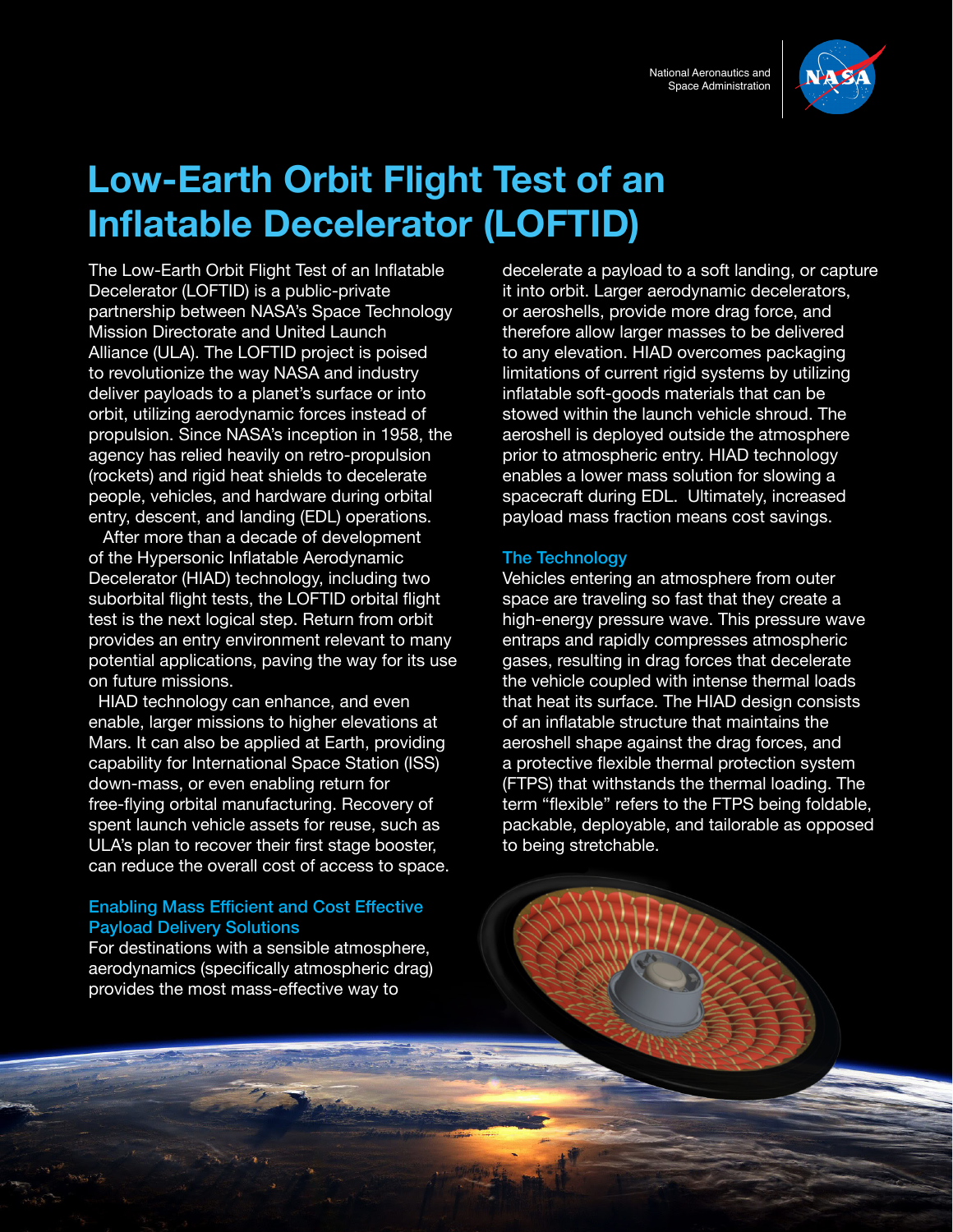# Low-Earth Orbit Flight Test of an Inflatable Decelerator (LOFTID)

The Low-Earth Orbit Flight Test of an Inflatable Decelerator (LOFTID) is a public-private partnership between NASA's Space Technology Mission Directorate and United Launch Alliance (ULA). The LOFTID project is poised to revolutionize the way NASA and industry deliver payloads to a planet's surface or into orbit, utilizing aerodynamic forces instead of propulsion. Since NASA's inception in 1958, the agency has relied heavily on retro-propulsion (rockets) and rigid heat shields to decelerate people, vehicles, and hardware during orbital entry, descent, and landing (EDL) operations.

After more than a decade of development of the Hypersonic Inflatable Aerodynamic Decelerator (HIAD) technology, including two suborbital flight tests, the LOFTID orbital flight test is the next logical step. Return from orbit provides an entry environment relevant to many potential applications, paving the way for its use on future missions.

HIAD technology can enhance, and even enable, larger missions to higher elevations at Mars. It can also be applied at Earth, providing capability for International Space Station (ISS) down-mass, or even enabling return for free-flying orbital manufacturing. Recovery of spent launch vehicle assets for reuse, such as ULA's plan to recover their first stage booster, can reduce the overall cost of access to space.

## Enabling Mass Efficient and Cost Effective Payload Delivery Solutions

For destinations with a sensible atmosphere, aerodynamics (specifically atmospheric drag) provides the most mass-effective way to decelerate a payload to a soft landing, or capture it into orbit. Larger aerodynamic decelerators, or aeroshells, provide more drag force, and therefore allow larger masses to be delivered to any elevation. HIAD overcomes packaging limitations of current rigid systems by utilizing inflatable soft-goods materials that can be stowed within the launch vehicle shroud. The aeroshell is deployed outside the atmosphere prior to atmospheric entry. HIAD technology enables a lower mass solution for slowing a spacecraft during EDL. Ultimately, increased payload mass fraction means cost savings.

## The Technology

Vehicles entering an atmosphere from outer space are traveling so fast that they create a high-energy pressure wave. This pressure wave entraps and rapidly compresses atmospheric gases, resulting in drag forces that decelerate the vehicle coupled with intense thermal loads that heat its surface. The HIAD design consists of an inflatable structure that maintains the aeroshell shape against the drag forces, and a protective flexible thermal protection system (FTPS) that withstands the thermal loading. The term "flexible" refers to the FTPS being foldable, packable, deployable, and tailorable as opposed to being stretchable.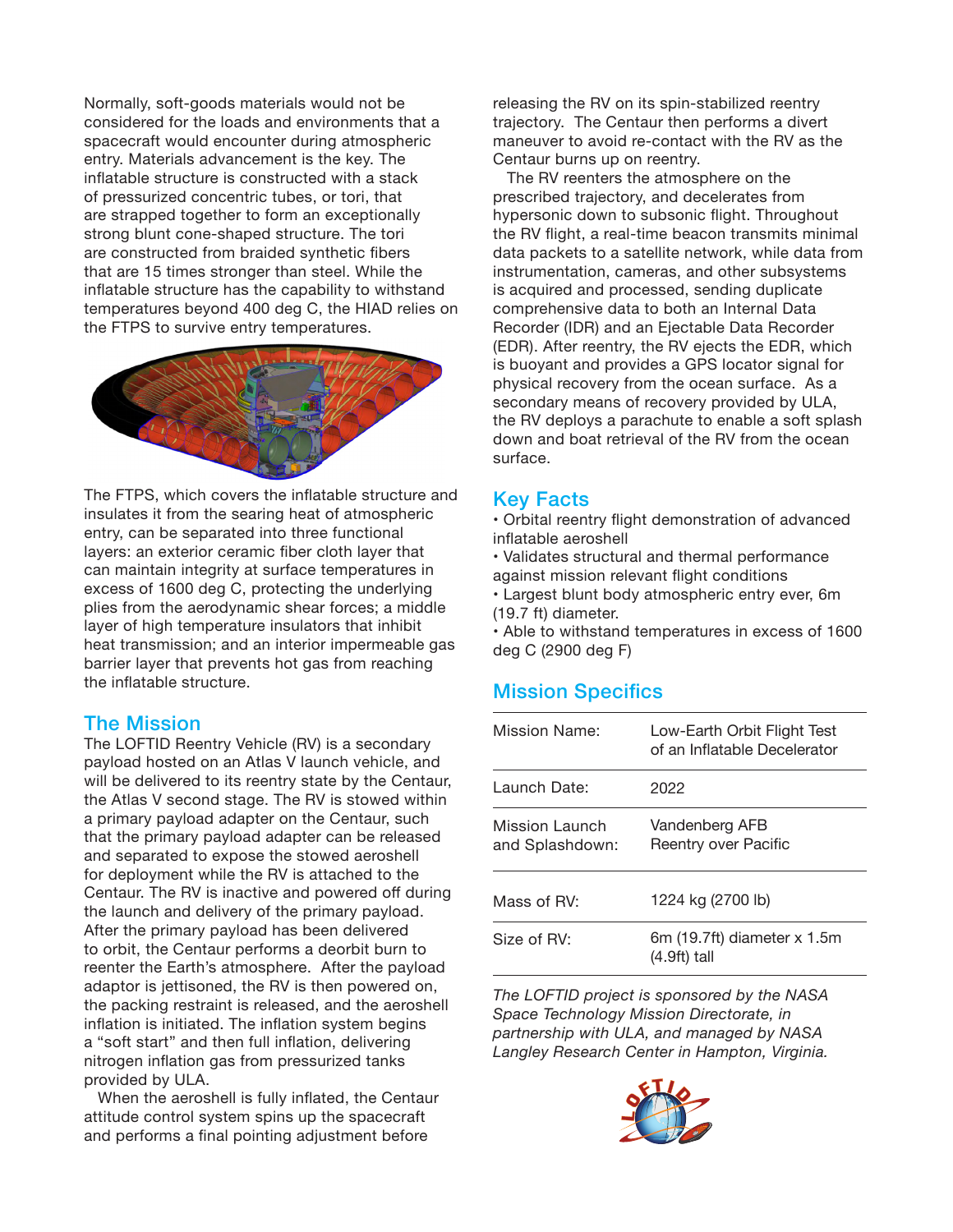Normally, soft-goods materials would not be considered for the loads and environments that a spacecraft would encounter during atmospheric entry. Materials advancement is the key. The inflatable structure is constructed with a stack of pressurized concentric tubes, or tori, that are strapped together to form an exceptionally strong blunt cone-shaped structure. The tori are constructed from braided synthetic fibers that are 15 times stronger than steel. While the inflatable structure has the capability to withstand temperatures beyond 400 deg C, the HIAD relies on the FTPS to survive entry temperatures.

The FTPS, which covers the inflatable structure and insulates it from the searing heat of atmospheric entry, can be separated into three functional layers: an exterior ceramic fiber cloth layer that can maintain integrity at surface temperatures in excess of 1600 deg C, protecting the underlying plies from the aerodynamic shear forces; a middle layer of high temperature insulators that inhibit heat transmission; and an interior impermeable gas barrier layer that prevents hot gas from reaching the inflatable structure.

## The Mission

The LOFTID Reentry Vehicle (RV) is a secondary payload hosted on an Atlas V launch vehicle, and will be delivered to its reentry state by the Centaur, the Atlas V second stage. The RV is stowed within a primary payload adapter on the Centaur, such that the primary payload adapter can be released and separated to expose the stowed aeroshell for deployment while the RV is attached to the Centaur. The RV is inactive and powered off during the launch and delivery of the primary payload. After the primary payload has been delivered to orbit, the Centaur performs a deorbit burn to reenter the Earth's atmosphere. After the payload adaptor is jettisoned, the RV is then powered on, the packing restraint is released, and the aeroshell inflation is initiated. The inflation system begins a "soft start" and then full inflation, delivering nitrogen inflation gas from pressurized tanks provided by ULA.

When the aeroshell is fully inflated, the Centaur attitude control system spins up the spacecraft and performs a final pointing adjustment before releasing the RV on its spin-stabilized reentry trajectory. The Centaur then performs a divert maneuver to avoid re-contact with the RV as the Centaur burns up on reentry.

The RV reenters the atmosphere on the prescribed trajectory, and decelerates from hypersonic down to subsonic flight. Throughout the RV flight, a real-time beacon transmits minimal data packets to a satellite network, while data from instrumentation, cameras, and other subsystems is acquired and processed, sending duplicate comprehensive data to both an Internal Data Recorder (IDR) and an Ejectable Data Recorder (EDR). After reentry, the RV ejects the EDR, which is buoyant and provides a GPS locator signal for physical recovery from the ocean surface. As a secondary means of recovery provided by ULA, the RV deploys a parachute to enable a soft splash down and boat retrieval of the RV from the ocean surface.

## Key Facts

- Orbital reentry flight demonstration of advanced inflatable aeroshell
- Validates structural and thermal performance against mission relevant flight conditions
- Largest blunt body atmospheric entry ever, 6m (19.7 ft) diameter.
- Able to withstand temperatures in excess of 1600 deg C (2900 deg F)

## Mission Specifics

| | |
|---|---|
| Mission Name: | Low-Earth Orbit Flight Test of an Inflatable Decelerator |
| Launch Date: | 2022 |
| Mission Launch and Splashdown: | Vandenberg AFB Reentry over Pacific |
| Mass of RV: | 1224 kg (2700 lb) |
| Size of RV: | 6m (19.7ft) diameter x 1.5m (4.9ft) tall |

*The LOFTID project is sponsored by the NASA Space Technology Mission Directorate, in partnership with ULA, and managed by NASA Langley Research Center in Hampton, Virginia.*